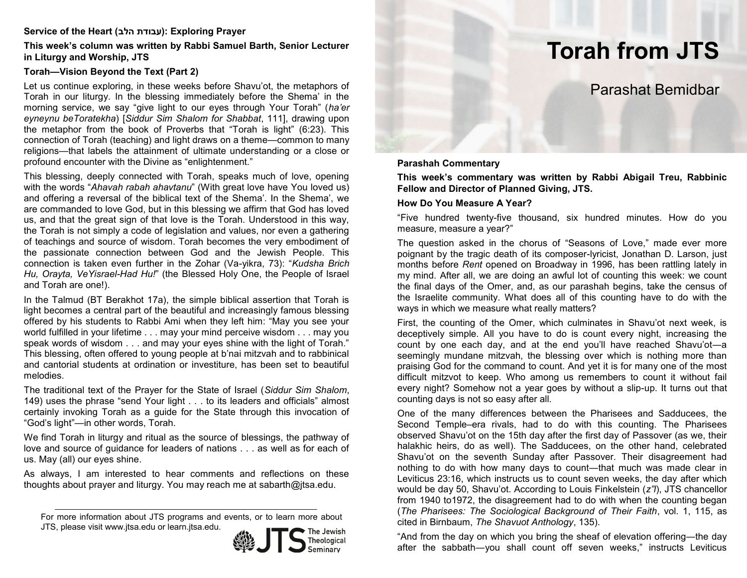# Torah from JTS

## Parashat Bemidbar

### Parashah Commentary

**This week's commentary was written by Rabbi Abigail Treu, Rabbinic Fellow and Director of Planned Giving, JTS.**

**How Do You Measure A Year?**

"Five hundred twenty-five thousand, six hundred minutes. How do you measure, measure a year?"

The question asked in the chorus of "Seasons of Love," made ever more poignant by the tragic death of its composer-lyricist, Jonathan D. Larson, just months before *Rent* opened on Broadway in 1996, has been rattling lately in my mind. After all, we are doing an awful lot of counting this week: we count the final days of the Omer, and, as our parashah begins, take the census of the Israelite community. What does all of this counting have to do with the ways in which we measure what really matters?

First, the counting of the Omer, which culminates in Shavu'ot next week, is deceptively simple. All you have to do is count every night, increasing the count by one each day, and at the end you'll have reached Shavu'ot—a seemingly mundane mitzvah, the blessing over which is nothing more than praising God for the command to count. And yet it is for many one of the most difficult mitzvot to keep. Who among us remembers to count it without fail every night? Somehow not a year goes by without a slip-up. It turns out that counting days is not so easy after all.

One of the many differences between the Pharisees and Sadducees, the Second Temple–era rivals, had to do with this counting. The Pharisees observed Shavu'ot on the 15th day after the first day of Passover (as we, their halakhic heirs, do as well). The Sadducees, on the other hand, celebrated Shavu'ot on the seventh Sunday after Passover. Their disagreement had nothing to do with how many days to count—that much was made clear in Leviticus 23:16, which instructs us to count seven weeks, the day after which would be day 50, Shavu'ot. According to Louis Finkelstein (*z"l*), JTS chancellor from 1940 to1972, the disagreement had to do with when the counting began (*The Pharisees: The Sociological Background of Their Faith*, vol. 1, 115, as cited in Birnbaum, *The Shavuot Anthology*, 135).

"And from the day on which you bring the sheaf of elevation offering—the day after the sabbath—you shall count off seven weeks," instructs Leviticus

---

**Service of the Heart (עבודת הלב): Exploring Prayer**

**This week's column was written by Rabbi Samuel Barth, Senior Lecturer in Liturgy and Worship, JTS**

**Torah—Vision Beyond the Text (Part 2)**

Let us continue exploring, in these weeks before Shavu'ot, the metaphors of Torah in our liturgy. In the blessing immediately before the Shema' in the morning service, we say "give light to our eyes through Your Torah" (*ha'er eyneynu beToratekha*) [*Siddur Sim Shalom for Shabbat*, 111], drawing upon the metaphor from the book of Proverbs that "Torah is light" (6:23). This connection of Torah (teaching) and light draws on a theme—common to many religions—that labels the attainment of ultimate understanding or a close or profound encounter with the Divine as "enlightenment."

This blessing, deeply connected with Torah, speaks much of love, opening with the words "*Ahavah rabah ahavtanu*" (With great love have You loved us) and offering a reversal of the biblical text of the Shema'. In the Shema', we are commanded to love God, but in this blessing we affirm that God has loved us, and that the great sign of that love is the Torah. Understood in this way, the Torah is not simply a code of legislation and values, nor even a gathering of teachings and source of wisdom. Torah becomes the very embodiment of the passionate connection between God and the Jewish People. This connection is taken even further in the Zohar (Va-yikra, 73): "*Kudsha Brich Hu, Orayta, VeYisrael-Had Hu!*" (the Blessed Holy One, the People of Israel and Torah are one!).

In the Talmud (BT Berakhot 17a), the simple biblical assertion that Torah is light becomes a central part of the beautiful and increasingly famous blessing offered by his students to Rabbi Ami when they left him: "May you see your world fulfilled in your lifetime . . . may your mind perceive wisdom . . . may you speak words of wisdom . . . and may your eyes shine with the light of Torah." This blessing, often offered to young people at b'nai mitzvah and to rabbinical and cantorial students at ordination or investiture, has been set to beautiful melodies.

The traditional text of the Prayer for the State of Israel (*Siddur Sim Shalom*, 149) uses the phrase "send Your light . . . to its leaders and officials" almost certainly invoking Torah as a guide for the State through this invocation of "God's light"—in other words, Torah.

We find Torah in liturgy and ritual as the source of blessings, the pathway of love and source of guidance for leaders of nations . . . as well as for each of us. May (all) our eyes shine.

As always, I am interested to hear comments and reflections on these thoughts about prayer and liturgy. You may reach me at sabarth@jtsa.edu.

---

For more information about JTS programs and events, or to learn more about JTS, please visit www.jtsa.edu or learn.jtsa.edu.

JTS The Jewish Theological Seminary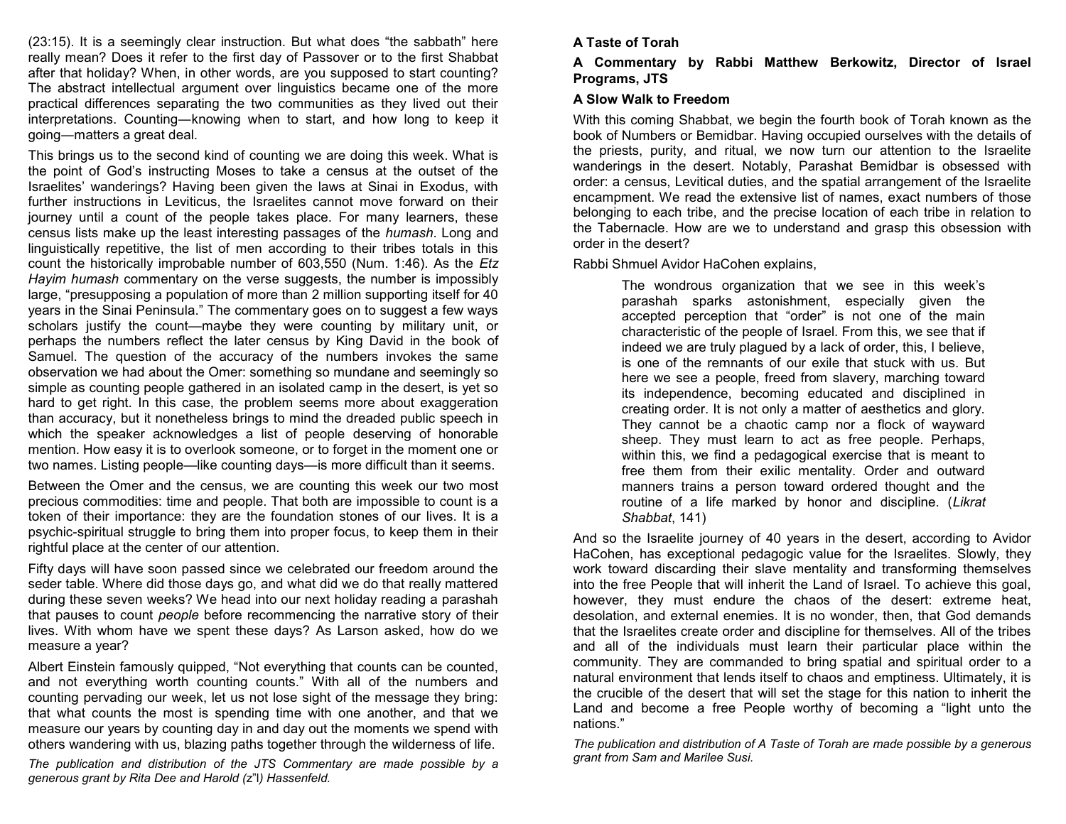(23:15). It is a seemingly clear instruction. But what does "the sabbath" here really mean? Does it refer to the first day of Passover or to the first Shabbat after that holiday? When, in other words, are you supposed to start counting? The abstract intellectual argument over linguistics became one of the more practical differences separating the two communities as they lived out their interpretations. Counting—knowing when to start, and how long to keep it going—matters a great deal.

This brings us to the second kind of counting we are doing this week. What is the point of God's instructing Moses to take a census at the outset of the Israelites' wanderings? Having been given the laws at Sinai in Exodus, with further instructions in Leviticus, the Israelites cannot move forward on their journey until a count of the people takes place. For many learners, these census lists make up the least interesting passages of the *humash*. Long and linguistically repetitive, the list of men according to their tribes totals in this count the historically improbable number of 603,550 (Num. 1:46). As the *Etz Hayim humash* commentary on the verse suggests, the number is impossibly large, "presupposing a population of more than 2 million supporting itself for 40 years in the Sinai Peninsula." The commentary goes on to suggest a few ways scholars justify the count—maybe they were counting by military unit, or perhaps the numbers reflect the later census by King David in the book of Samuel. The question of the accuracy of the numbers invokes the same observation we had about the Omer: something so mundane and seemingly so simple as counting people gathered in an isolated camp in the desert, is yet so hard to get right. In this case, the problem seems more about exaggeration than accuracy, but it nonetheless brings to mind the dreaded public speech in which the speaker acknowledges a list of people deserving of honorable mention. How easy it is to overlook someone, or to forget in the moment one or two names. Listing people—like counting days—is more difficult than it seems.

Between the Omer and the census, we are counting this week our two most precious commodities: time and people. That both are impossible to count is a token of their importance: they are the foundation stones of our lives. It is a psychic-spiritual struggle to bring them into proper focus, to keep them in their rightful place at the center of our attention.

Fifty days will have soon passed since we celebrated our freedom around the seder table. Where did those days go, and what did we do that really mattered during these seven weeks? We head into our next holiday reading a parashah that pauses to count *people* before recommencing the narrative story of their lives. With whom have we spent these days? As Larson asked, how do we measure a year?

Albert Einstein famously quipped, "Not everything that counts can be counted, and not everything worth counting counts." With all of the numbers and counting pervading our week, let us not lose sight of the message they bring: that what counts the most is spending time with one another, and that we measure our years by counting day in and day out the moments we spend with others wandering with us, blazing paths together through the wilderness of life.

*The publication and distribution of the JTS Commentary are made possible by a generous grant by Rita Dee and Harold (z"l) Hassenfeld.*

**A Taste of Torah**

**A Commentary by Rabbi Matthew Berkowitz, Director of Israel Programs, JTS**

**A Slow Walk to Freedom**

With this coming Shabbat, we begin the fourth book of Torah known as the book of Numbers or Bemidbar. Having occupied ourselves with the details of the priests, purity, and ritual, we now turn our attention to the Israelite wanderings in the desert. Notably, Parashat Bemidbar is obsessed with order: a census, Levitical duties, and the spatial arrangement of the Israelite encampment. We read the extensive list of names, exact numbers of those belonging to each tribe, and the precise location of each tribe in relation to the Tabernacle. How are we to understand and grasp this obsession with order in the desert?

Rabbi Shmuel Avidor HaCohen explains,

> The wondrous organization that we see in this week's parashah sparks astonishment, especially given the accepted perception that "order" is not one of the main characteristic of the people of Israel. From this, we see that if indeed we are truly plagued by a lack of order, this, I believe, is one of the remnants of our exile that stuck with us. But here we see a people, freed from slavery, marching toward its independence, becoming educated and disciplined in creating order. It is not only a matter of aesthetics and glory. They cannot be a chaotic camp nor a flock of wayward sheep. They must learn to act as free people. Perhaps, within this, we find a pedagogical exercise that is meant to free them from their exilic mentality. Order and outward manners trains a person toward ordered thought and the routine of a life marked by honor and discipline. (*Likrat Shabbat*, 141)

And so the Israelite journey of 40 years in the desert, according to Avidor HaCohen, has exceptional pedagogic value for the Israelites. Slowly, they work toward discarding their slave mentality and transforming themselves into the free People that will inherit the Land of Israel. To achieve this goal, however, they must endure the chaos of the desert: extreme heat, desolation, and external enemies. It is no wonder, then, that God demands that the Israelites create order and discipline for themselves. All of the tribes and all of the individuals must learn their particular place within the community. They are commanded to bring spatial and spiritual order to a natural environment that lends itself to chaos and emptiness. Ultimately, it is the crucible of the desert that will set the stage for this nation to inherit the Land and become a free People worthy of becoming a "light unto the nations."

*The publication and distribution of A Taste of Torah are made possible by a generous grant from Sam and Marilee Susi.*